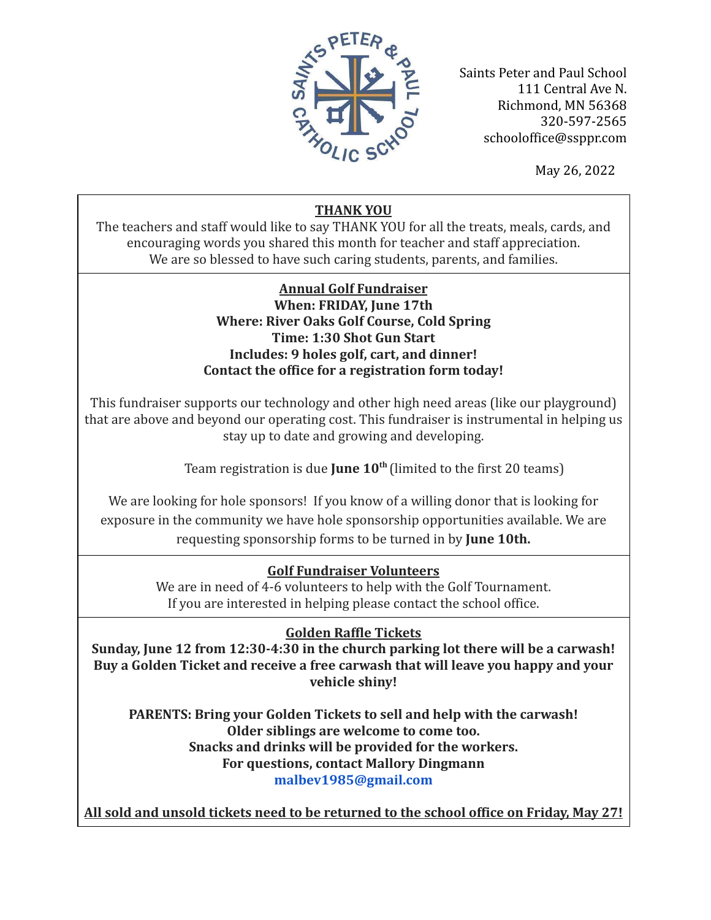Saints Peter and Paul School
111 Central Ave N.
Richmond, MN 56368
320-597-2565
schooloffice@ssppr.com

May 26, 2022

## THANK YOU

The teachers and staff would like to say THANK YOU for all the treats, meals, cards, and encouraging words you shared this month for teacher and staff appreciation. We are so blessed to have such caring students, parents, and families.

## Annual Golf Fundraiser

**When: FRIDAY, June 17th**
**Where: River Oaks Golf Course, Cold Spring**
**Time: 1:30 Shot Gun Start**
**Includes: 9 holes golf, cart, and dinner!**
**Contact the office for a registration form today!**

This fundraiser supports our technology and other high need areas (like our playground) that are above and beyond our operating cost. This fundraiser is instrumental in helping us stay up to date and growing and developing.

Team registration is due **June 10th** (limited to the first 20 teams)

We are looking for hole sponsors! If you know of a willing donor that is looking for exposure in the community we have hole sponsorship opportunities available. We are requesting sponsorship forms to be turned in by **June 10th.**

## Golf Fundraiser Volunteers

We are in need of 4-6 volunteers to help with the Golf Tournament.
If you are interested in helping please contact the school office.

## Golden Raffle Tickets

**Sunday, June 12 from 12:30-4:30 in the church parking lot there will be a carwash! Buy a Golden Ticket and receive a free carwash that will leave you happy and your vehicle shiny!**

**PARENTS: Bring your Golden Tickets to sell and help with the carwash!**
**Older siblings are welcome to come too.**
**Snacks and drinks will be provided for the workers.**
**For questions, contact Mallory Dingmann**
**malbev1985@gmail.com**

**All sold and unsold tickets need to be returned to the school office on Friday, May 27!**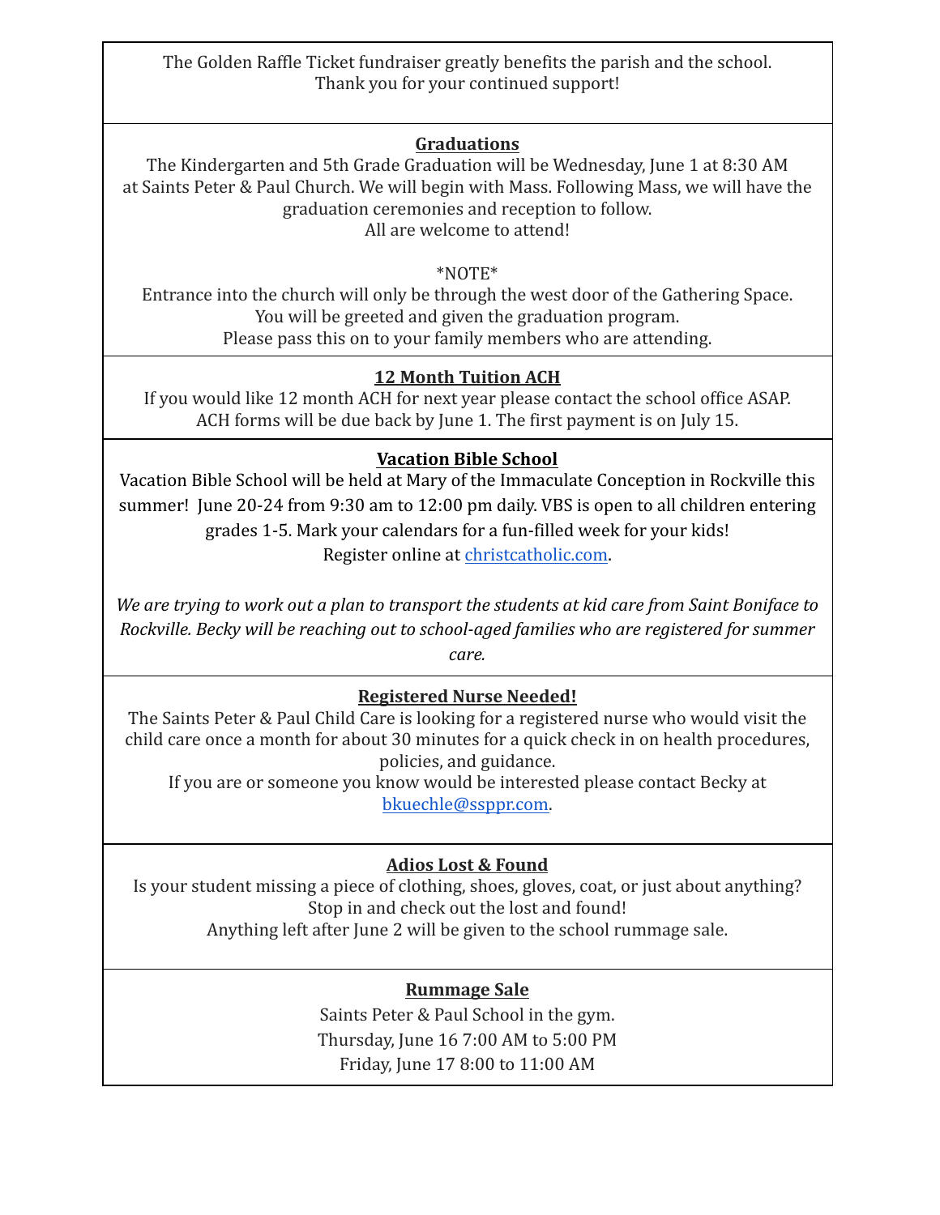The Golden Raffle Ticket fundraiser greatly benefits the parish and the school. Thank you for your continued support!

## Graduations

The Kindergarten and 5th Grade Graduation will be Wednesday, June 1 at 8:30 AM at Saints Peter & Paul Church. We will begin with Mass. Following Mass, we will have the graduation ceremonies and reception to follow.
All are welcome to attend!

*NOTE*
Entrance into the church will only be through the west door of the Gathering Space.
You will be greeted and given the graduation program.
Please pass this on to your family members who are attending.

## 12 Month Tuition ACH

If you would like 12 month ACH for next year please contact the school office ASAP. ACH forms will be due back by June 1. The first payment is on July 15.

## Vacation Bible School

Vacation Bible School will be held at Mary of the Immaculate Conception in Rockville this summer! June 20-24 from 9:30 am to 12:00 pm daily. VBS is open to all children entering grades 1-5. Mark your calendars for a fun-filled week for your kids!
Register online at christcatholic.com.

*We are trying to work out a plan to transport the students at kid care from Saint Boniface to Rockville. Becky will be reaching out to school-aged families who are registered for summer care.*

## Registered Nurse Needed!

The Saints Peter & Paul Child Care is looking for a registered nurse who would visit the child care once a month for about 30 minutes for a quick check in on health procedures, policies, and guidance.
If you are or someone you know would be interested please contact Becky at bkuechle@ssppr.com.

## Adios Lost & Found

Is your student missing a piece of clothing, shoes, gloves, coat, or just about anything? Stop in and check out the lost and found!
Anything left after June 2 will be given to the school rummage sale.

## Rummage Sale

Saints Peter & Paul School in the gym.
Thursday, June 16 7:00 AM to 5:00 PM
Friday, June 17 8:00 to 11:00 AM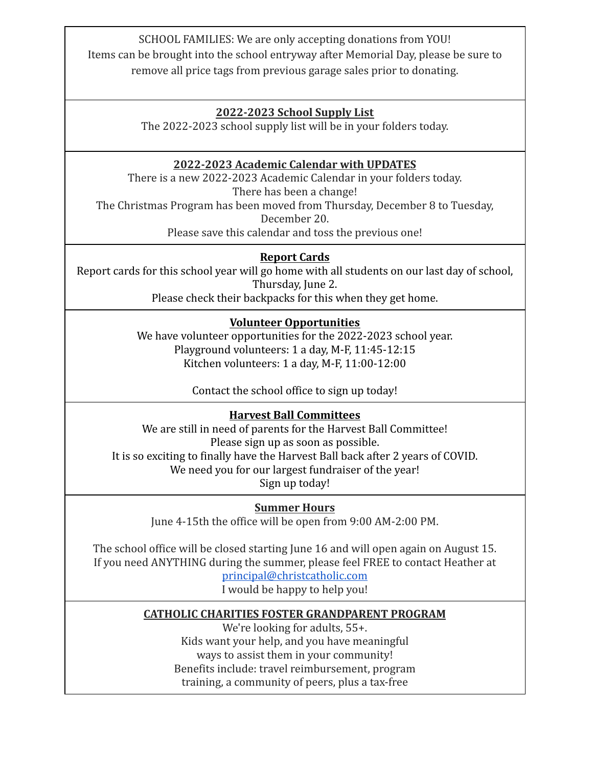SCHOOL FAMILIES: We are only accepting donations from YOU!
Items can be brought into the school entryway after Memorial Day, please be sure to remove all price tags from previous garage sales prior to donating.

**2022-2023 School Supply List**

The 2022-2023 school supply list will be in your folders today.

**2022-2023 Academic Calendar with UPDATES**

There is a new 2022-2023 Academic Calendar in your folders today.
There has been a change!
The Christmas Program has been moved from Thursday, December 8 to Tuesday, December 20.
Please save this calendar and toss the previous one!

**Report Cards**

Report cards for this school year will go home with all students on our last day of school, Thursday, June 2.
Please check their backpacks for this when they get home.

**Volunteer Opportunities**

We have volunteer opportunities for the 2022-2023 school year.
Playground volunteers: 1 a day, M-F, 11:45-12:15
Kitchen volunteers: 1 a day, M-F, 11:00-12:00

Contact the school office to sign up today!

**Harvest Ball Committees**

We are still in need of parents for the Harvest Ball Committee!
Please sign up as soon as possible.
It is so exciting to finally have the Harvest Ball back after 2 years of COVID.
We need you for our largest fundraiser of the year!
Sign up today!

**Summer Hours**

June 4-15th the office will be open from 9:00 AM-2:00 PM.

The school office will be closed starting June 16 and will open again on August 15.
If you need ANYTHING during the summer, please feel FREE to contact Heather at principal@christcatholic.com
I would be happy to help you!

**CATHOLIC CHARITIES FOSTER GRANDPARENT PROGRAM**

We're looking for adults, 55+.
Kids want your help, and you have meaningful
ways to assist them in your community!
Benefits include: travel reimbursement, program
training, a community of peers, plus a tax-free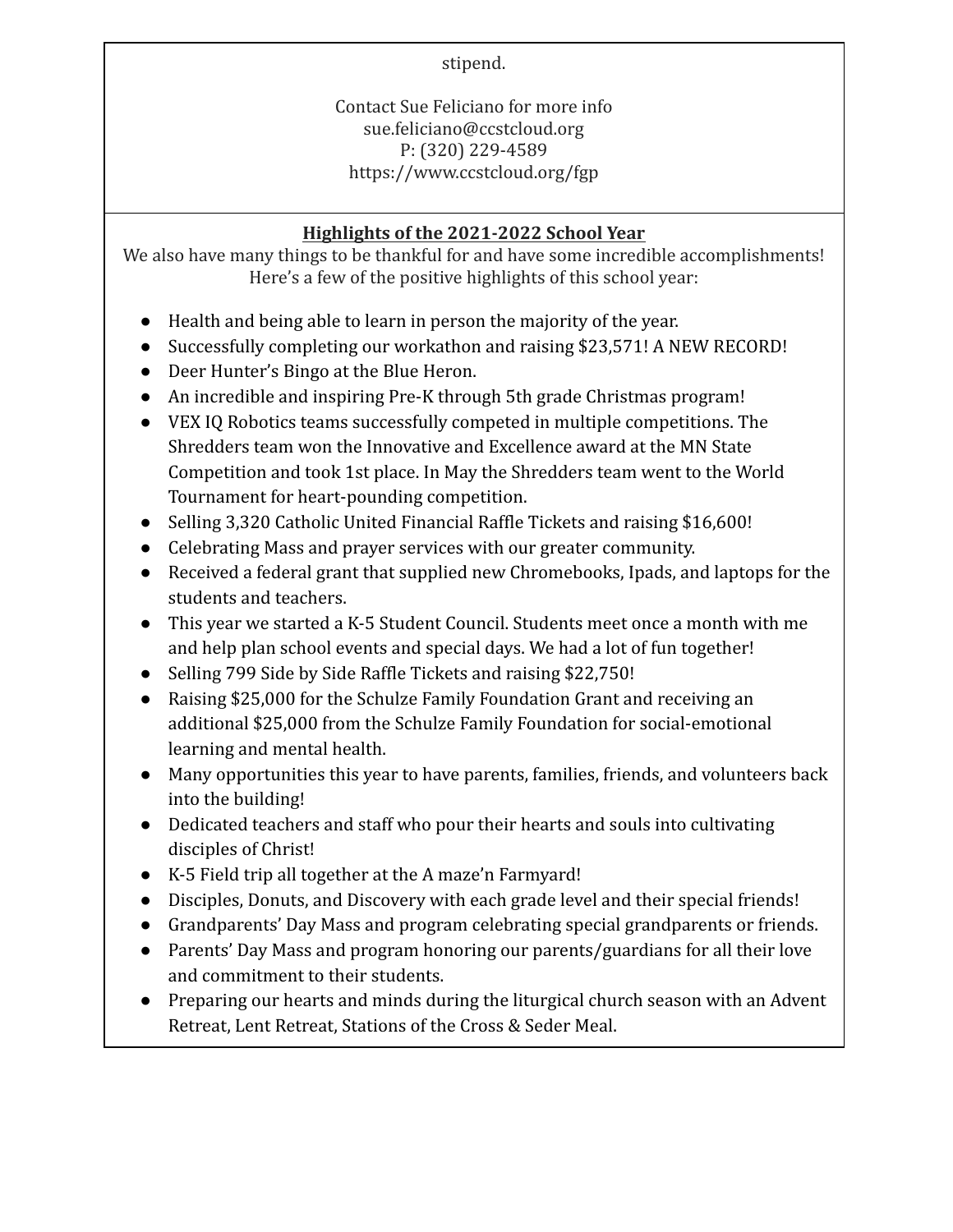stipend.

Contact Sue Feliciano for more info
sue.feliciano@ccstcloud.org
P: (320) 229-4589
https://www.ccstcloud.org/fgp

## Highlights of the 2021-2022 School Year

We also have many things to be thankful for and have some incredible accomplishments! Here's a few of the positive highlights of this school year:

- Health and being able to learn in person the majority of the year.
- Successfully completing our workathon and raising $23,571! A NEW RECORD!
- Deer Hunter's Bingo at the Blue Heron.
- An incredible and inspiring Pre-K through 5th grade Christmas program!
- VEX IQ Robotics teams successfully competed in multiple competitions. The Shredders team won the Innovative and Excellence award at the MN State Competition and took 1st place. In May the Shredders team went to the World Tournament for heart-pounding competition.
- Selling 3,320 Catholic United Financial Raffle Tickets and raising $16,600!
- Celebrating Mass and prayer services with our greater community.
- Received a federal grant that supplied new Chromebooks, Ipads, and laptops for the students and teachers.
- This year we started a K-5 Student Council. Students meet once a month with me and help plan school events and special days. We had a lot of fun together!
- Selling 799 Side by Side Raffle Tickets and raising $22,750!
- Raising $25,000 for the Schulze Family Foundation Grant and receiving an additional $25,000 from the Schulze Family Foundation for social-emotional learning and mental health.
- Many opportunities this year to have parents, families, friends, and volunteers back into the building!
- Dedicated teachers and staff who pour their hearts and souls into cultivating disciples of Christ!
- K-5 Field trip all together at the A maze'n Farmyard!
- Disciples, Donuts, and Discovery with each grade level and their special friends!
- Grandparents' Day Mass and program celebrating special grandparents or friends.
- Parents' Day Mass and program honoring our parents/guardians for all their love and commitment to their students.
- Preparing our hearts and minds during the liturgical church season with an Advent Retreat, Lent Retreat, Stations of the Cross & Seder Meal.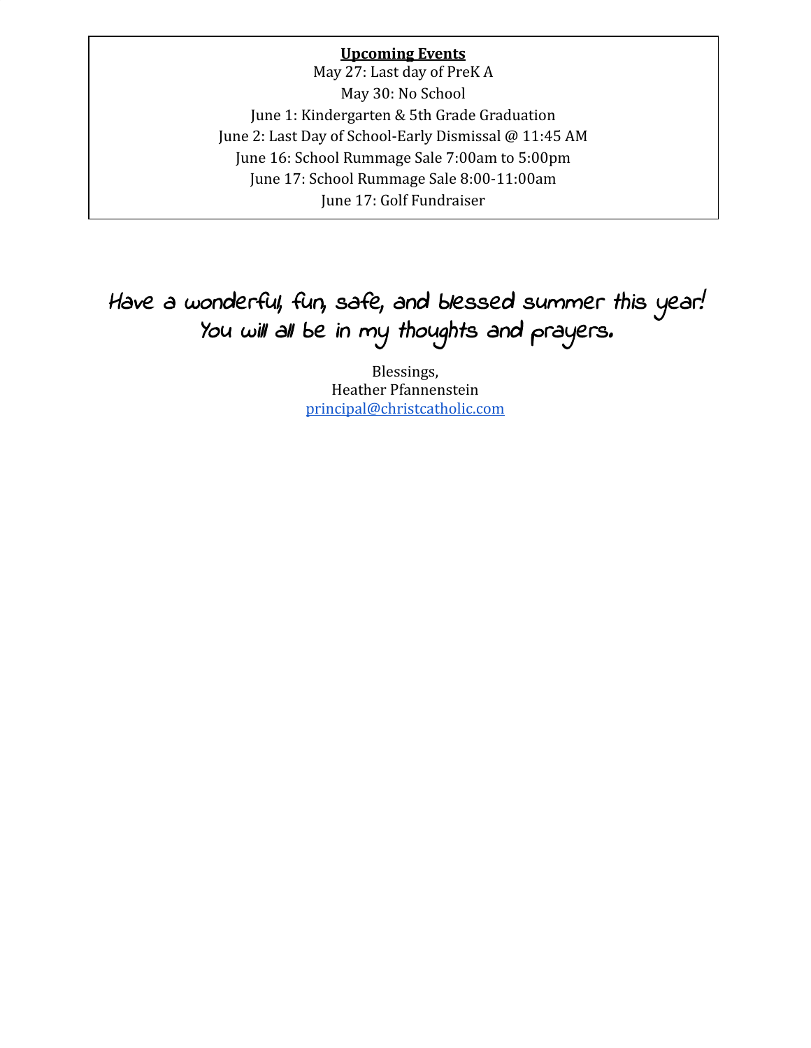**Upcoming Events**

May 27: Last day of PreK A

May 30: No School

June 1: Kindergarten & 5th Grade Graduation

June 2: Last Day of School-Early Dismissal @ 11:45 AM

June 16: School Rummage Sale 7:00am to 5:00pm

June 17: School Rummage Sale 8:00-11:00am

June 17: Golf Fundraiser

Have a wonderful, fun, safe, and blessed summer this year!
You will all be in my thoughts and prayers.

Blessings,
Heather Pfannenstein
principal@christcatholic.com